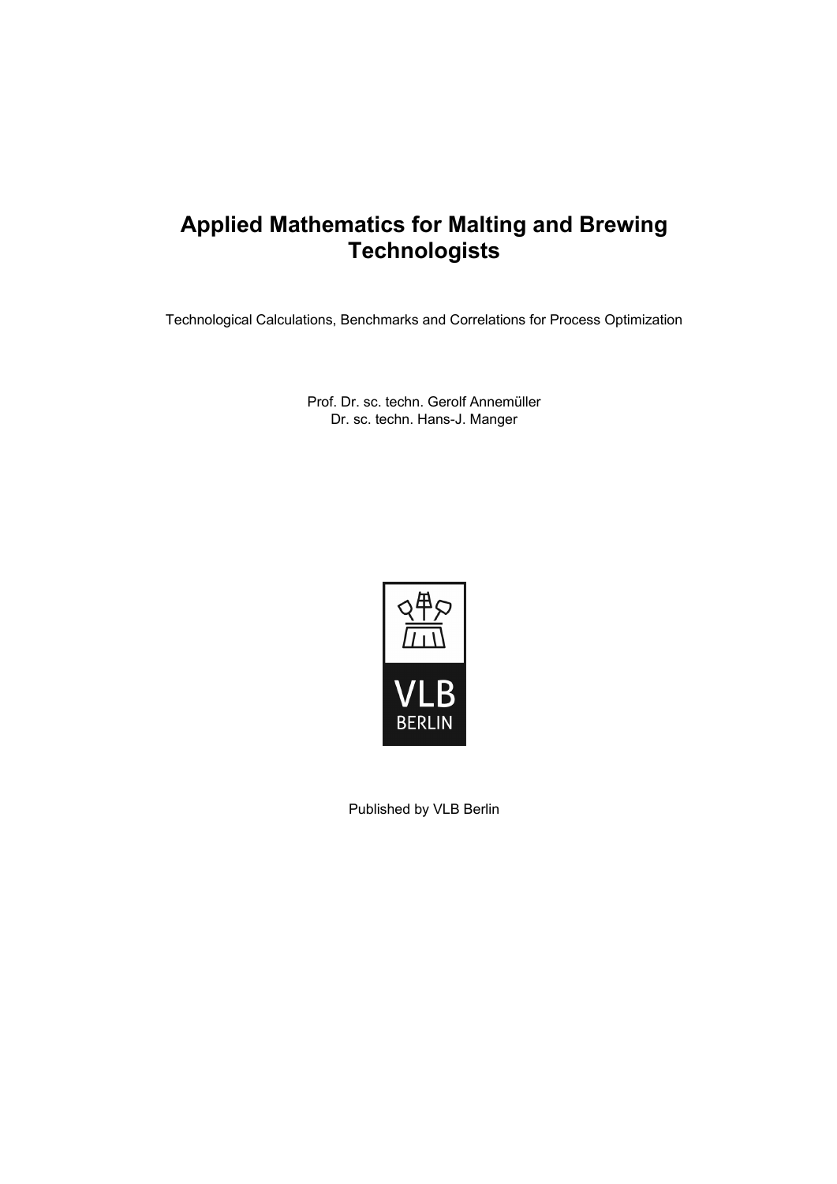# Applied Mathematics for Malting and Brewing Technologists

Technological Calculations, Benchmarks and Correlations for Process Optimization

Prof. Dr. sc. techn. Gerolf Annemüller
Dr. sc. techn. Hans-J. Manger

VLB
BERLIN

Published by VLB Berlin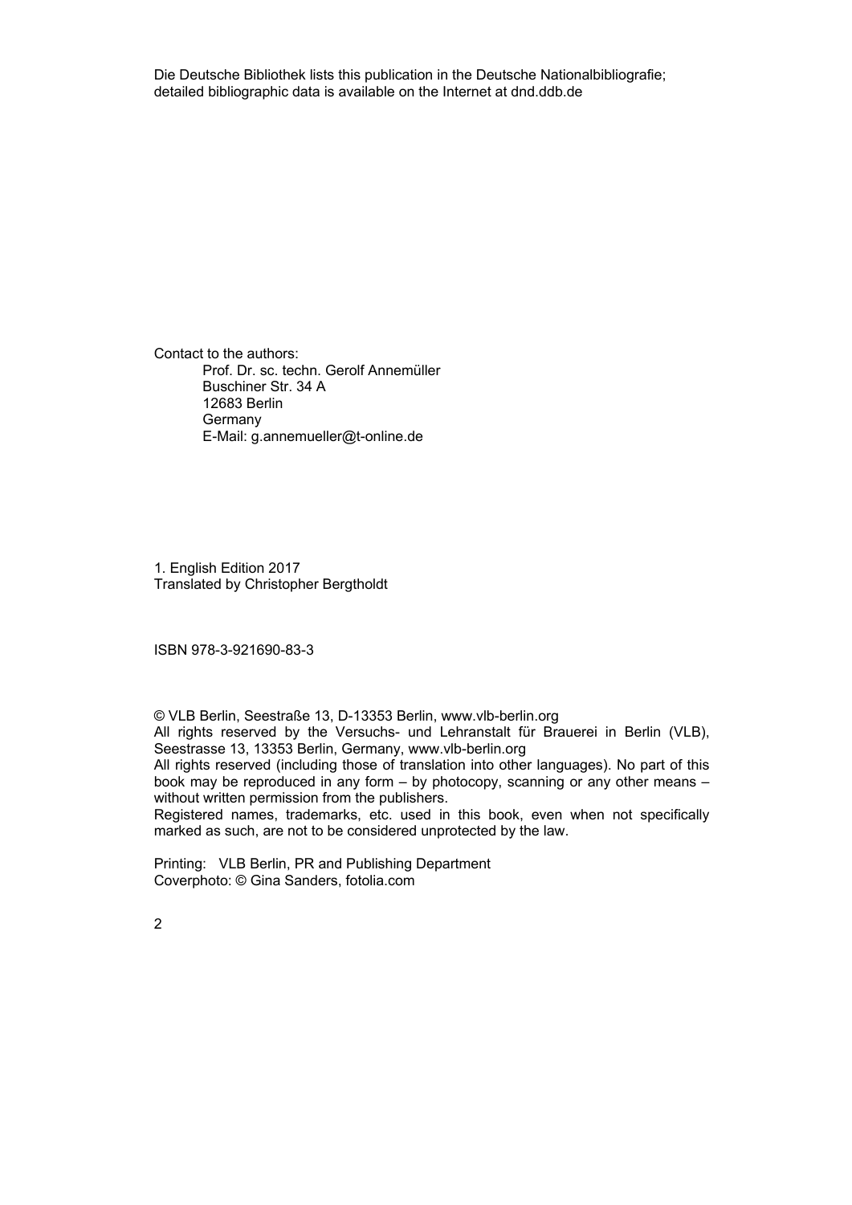Die Deutsche Bibliothek lists this publication in the Deutsche Nationalbibliografie; detailed bibliographic data is available on the Internet at dnd.ddb.de

Contact to the authors:

Prof. Dr. sc. techn. Gerolf Annemüller
Buschiner Str. 34 A
12683 Berlin
Germany
E-Mail: g.annemueller@t-online.de

1. English Edition 2017
Translated by Christopher Bergtholdt

ISBN 978-3-921690-83-3

© VLB Berlin, Seestraße 13, D-13353 Berlin, www.vlb-berlin.org
All rights reserved by the Versuchs- und Lehranstalt für Brauerei in Berlin (VLB), Seestrasse 13, 13353 Berlin, Germany, www.vlb-berlin.org
All rights reserved (including those of translation into other languages). No part of this book may be reproduced in any form – by photocopy, scanning or any other means – without written permission from the publishers.
Registered names, trademarks, etc. used in this book, even when not specifically marked as such, are not to be considered unprotected by the law.

Printing: VLB Berlin, PR and Publishing Department
Coverphoto: © Gina Sanders, fotolia.com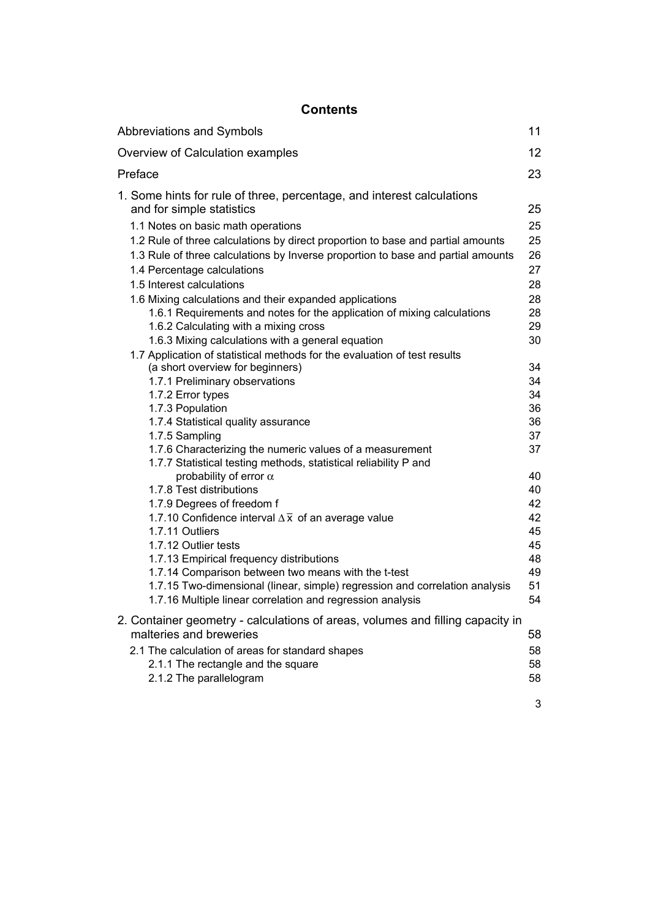# Contents

| | |
|---|---|
| Abbreviations and Symbols | 11 |
| Overview of Calculation examples | 12 |
| Preface | 23 |
| 1. Some hints for rule of three, percentage, and interest calculations and for simple statistics | 25 |
| 1.1 Notes on basic math operations | 25 |
| 1.2 Rule of three calculations by direct proportion to base and partial amounts | 25 |
| 1.3 Rule of three calculations by Inverse proportion to base and partial amounts | 26 |
| 1.4 Percentage calculations | 27 |
| 1.5 Interest calculations | 28 |
| 1.6 Mixing calculations and their expanded applications | 28 |
| 1.6.1 Requirements and notes for the application of mixing calculations | 28 |
| 1.6.2 Calculating with a mixing cross | 29 |
| 1.6.3 Mixing calculations with a general equation | 30 |
| 1.7 Application of statistical methods for the evaluation of test results (a short overview for beginners) | 34 |
| 1.7.1 Preliminary observations | 34 |
| 1.7.2 Error types | 34 |
| 1.7.3 Population | 36 |
| 1.7.4 Statistical quality assurance | 36 |
| 1.7.5 Sampling | 37 |
| 1.7.6 Characterizing the numeric values of a measurement | 37 |
| 1.7.7 Statistical testing methods, statistical reliability P and probability of error $\alpha$ | 40 |
| 1.7.8 Test distributions | 40 |
| 1.7.9 Degrees of freedom f | 42 |
| 1.7.10 Confidence interval $\Delta \bar{x}$ of an average value | 42 |
| 1.7.11 Outliers | 45 |
| 1.7.12 Outlier tests | 45 |
| 1.7.13 Empirical frequency distributions | 48 |
| 1.7.14 Comparison between two means with the t-test | 49 |
| 1.7.15 Two-dimensional (linear, simple) regression and correlation analysis | 51 |
| 1.7.16 Multiple linear correlation and regression analysis | 54 |
| 2. Container geometry - calculations of areas, volumes and filling capacity in malteries and breweries | 58 |
| 2.1 The calculation of areas for standard shapes | 58 |
| 2.1.1 The rectangle and the square | 58 |
| 2.1.2 The parallelogram | 58 |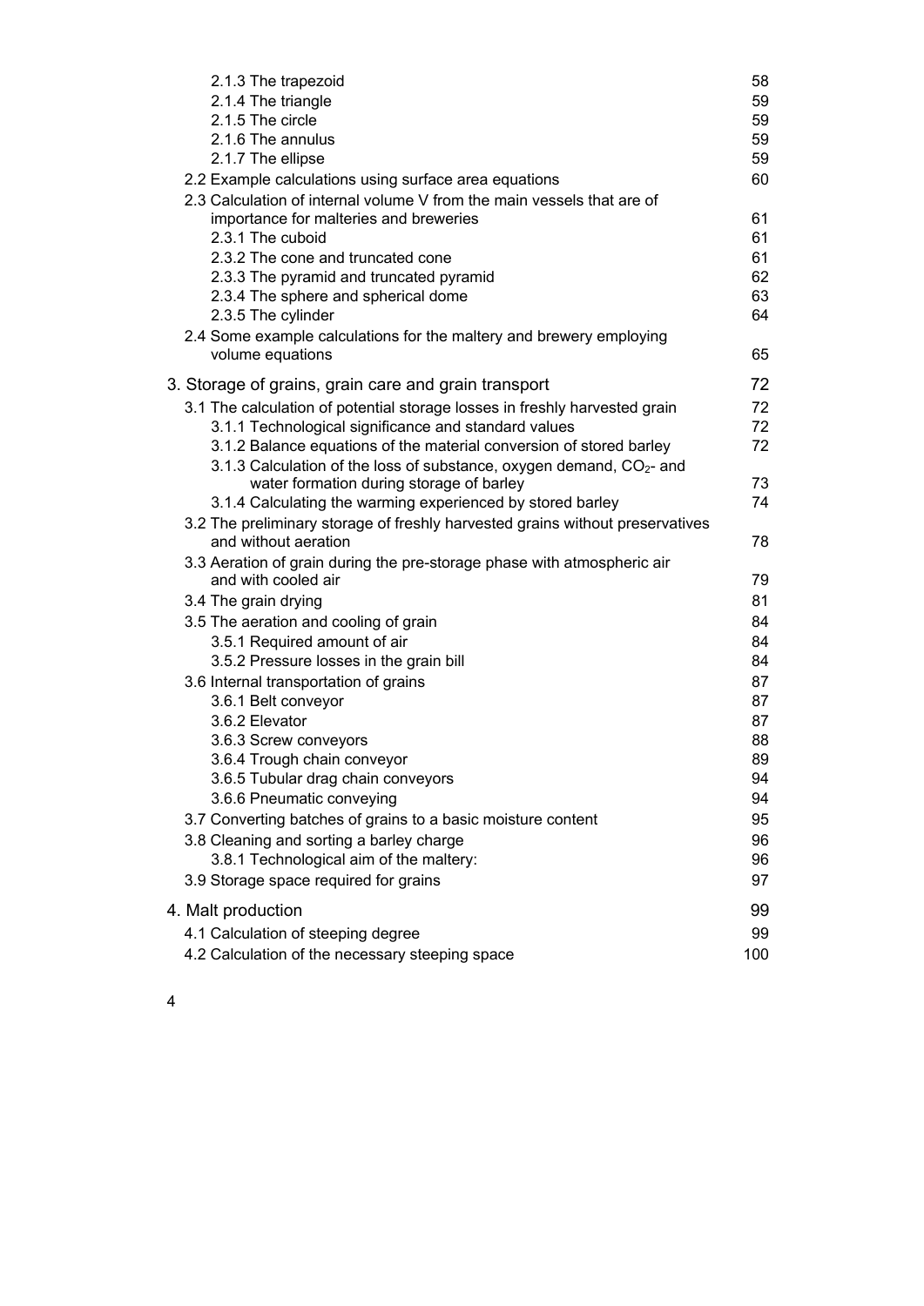2.1.3 The trapezoid 58
2.1.4 The triangle 59
2.1.5 The circle 59
2.1.6 The annulus 59
2.1.7 The ellipse 59

2.2 Example calculations using surface area equations 60

2.3 Calculation of internal volume V from the main vessels that are of importance for malteries and breweries 61
2.3.1 The cuboid 61
2.3.2 The cone and truncated cone 61
2.3.3 The pyramid and truncated pyramid 62
2.3.4 The sphere and spherical dome 63
2.3.5 The cylinder 64

2.4 Some example calculations for the maltery and brewery employing volume equations 65

3. Storage of grains, grain care and grain transport 72

3.1 The calculation of potential storage losses in freshly harvested grain 72
3.1.1 Technological significance and standard values 72
3.1.2 Balance equations of the material conversion of stored barley 72
3.1.3 Calculation of the loss of substance, oxygen demand, $CO_2$- and water formation during storage of barley 73
3.1.4 Calculating the warming experienced by stored barley 74

3.2 The preliminary storage of freshly harvested grains without preservatives and without aeration 78

3.3 Aeration of grain during the pre-storage phase with atmospheric air and with cooled air 79

3.4 The grain drying 81

3.5 The aeration and cooling of grain 84
3.5.1 Required amount of air 84
3.5.2 Pressure losses in the grain bill 84

3.6 Internal transportation of grains 87
3.6.1 Belt conveyor 87
3.6.2 Elevator 87
3.6.3 Screw conveyors 88
3.6.4 Trough chain conveyor 89
3.6.5 Tubular drag chain conveyors 94
3.6.6 Pneumatic conveying 94

3.7 Converting batches of grains to a basic moisture content 95

3.8 Cleaning and sorting a barley charge 96
3.8.1 Technological aim of the maltery: 96

3.9 Storage space required for grains 97

4. Malt production 99

4.1 Calculation of steeping degree 99

4.2 Calculation of the necessary steeping space 100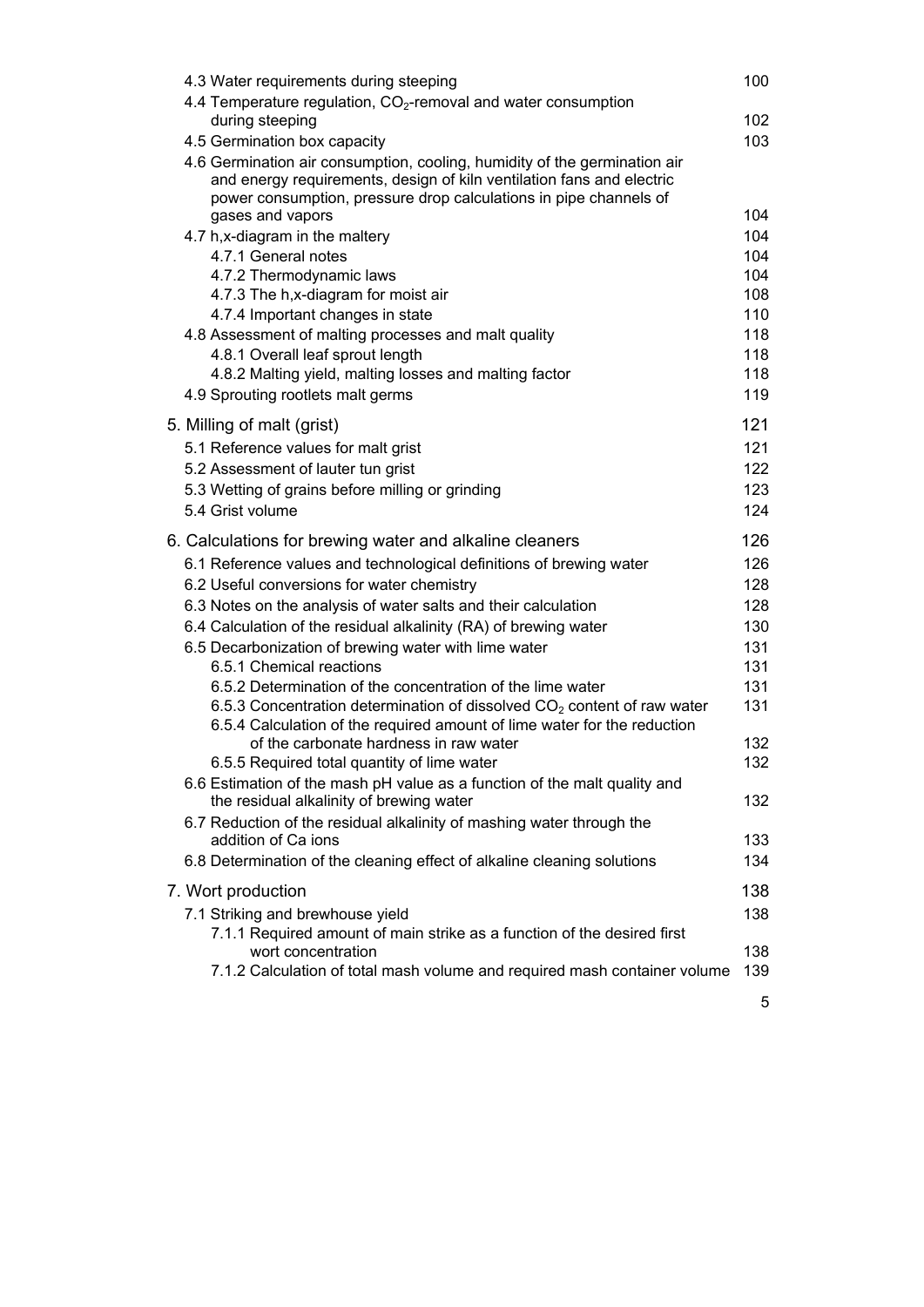4.3 Water requirements during steeping 100

4.4 Temperature regulation, $CO_2$-removal and water consumption during steeping 102

4.5 Germination box capacity 103

4.6 Germination air consumption, cooling, humidity of the germination air and energy requirements, design of kiln ventilation fans and electric power consumption, pressure drop calculations in pipe channels of gases and vapors 104

4.7 h,x-diagram in the maltery 104

- 4.7.1 General notes 104
- 4.7.2 Thermodynamic laws 104
- 4.7.3 The h,x-diagram for moist air 108
- 4.7.4 Important changes in state 110

4.8 Assessment of malting processes and malt quality 118

- 4.8.1 Overall leaf sprout length 118
- 4.8.2 Malting yield, malting losses and malting factor 118

4.9 Sprouting rootlets malt germs 119

## 5. Milling of malt (grist) 121

5.1 Reference values for malt grist 121

5.2 Assessment of lauter tun grist 122

5.3 Wetting of grains before milling or grinding 123

5.4 Grist volume 124

## 6. Calculations for brewing water and alkaline cleaners 126

6.1 Reference values and technological definitions of brewing water 126

6.2 Useful conversions for water chemistry 128

6.3 Notes on the analysis of water salts and their calculation 128

6.4 Calculation of the residual alkalinity (RA) of brewing water 130

6.5 Decarbonization of brewing water with lime water 131

- 6.5.1 Chemical reactions 131
- 6.5.2 Determination of the concentration of the lime water 131
- 6.5.3 Concentration determination of dissolved $CO_2$ content of raw water 131
- 6.5.4 Calculation of the required amount of lime water for the reduction of the carbonate hardness in raw water 132
- 6.5.5 Required total quantity of lime water 132

6.6 Estimation of the mash pH value as a function of the malt quality and the residual alkalinity of brewing water 132

6.7 Reduction of the residual alkalinity of mashing water through the addition of Ca ions 133

6.8 Determination of the cleaning effect of alkaline cleaning solutions 134

## 7. Wort production 138

7.1 Striking and brewhouse yield 138

- 7.1.1 Required amount of main strike as a function of the desired first wort concentration 138
- 7.1.2 Calculation of total mash volume and required mash container volume 139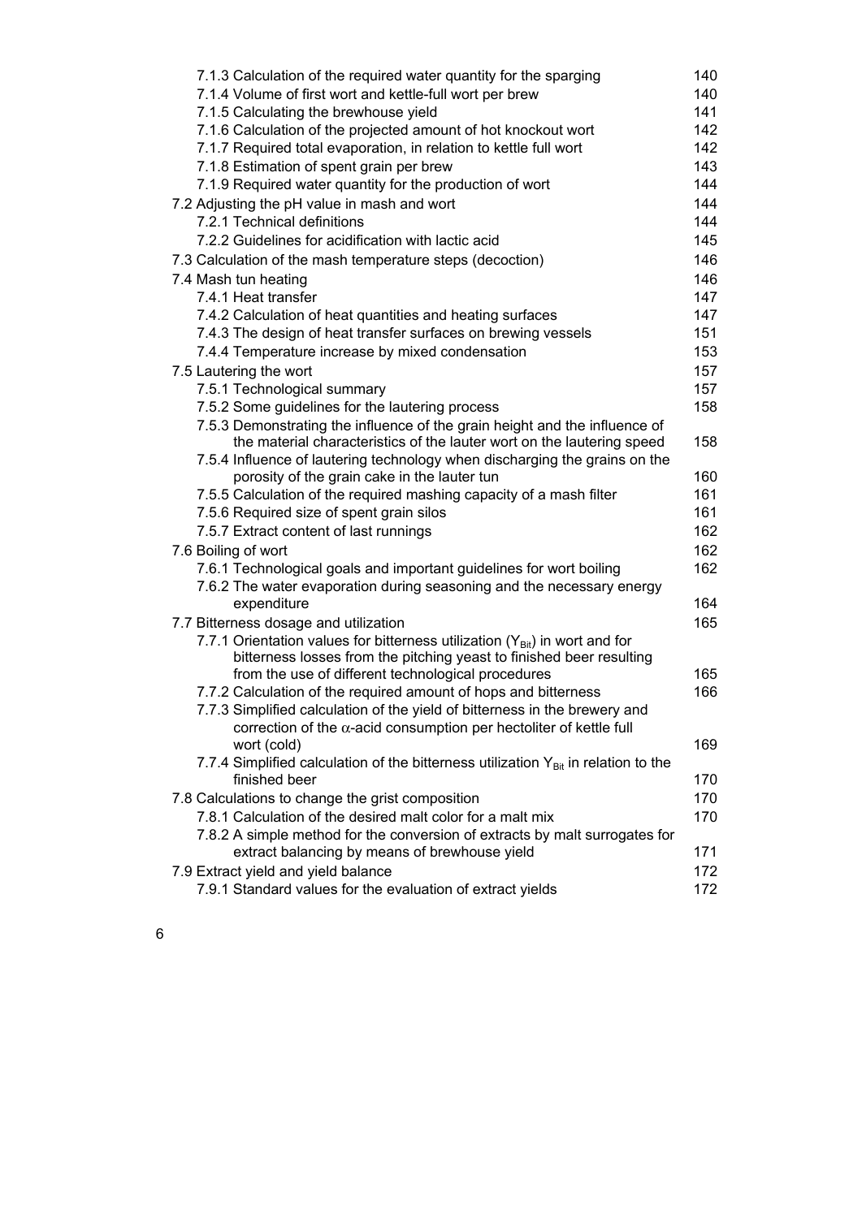7.1.3 Calculation of the required water quantity for the sparging 140
7.1.4 Volume of first wort and kettle-full wort per brew 140
7.1.5 Calculating the brewhouse yield 141
7.1.6 Calculation of the projected amount of hot knockout wort 142
7.1.7 Required total evaporation, in relation to kettle full wort 142
7.1.8 Estimation of spent grain per brew 143
7.1.9 Required water quantity for the production of wort 144

7.2 Adjusting the pH value in mash and wort 144
7.2.1 Technical definitions 144
7.2.2 Guidelines for acidification with lactic acid 145

7.3 Calculation of the mash temperature steps (decoction) 146

7.4 Mash tun heating 146
7.4.1 Heat transfer 147
7.4.2 Calculation of heat quantities and heating surfaces 147
7.4.3 The design of heat transfer surfaces on brewing vessels 151
7.4.4 Temperature increase by mixed condensation 153

7.5 Lautering the wort 157
7.5.1 Technological summary 157
7.5.2 Some guidelines for the lautering process 158
7.5.3 Demonstrating the influence of the grain height and the influence of the material characteristics of the lauter wort on the lautering speed 158
7.5.4 Influence of lautering technology when discharging the grains on the porosity of the grain cake in the lauter tun 160
7.5.5 Calculation of the required mashing capacity of a mash filter 161
7.5.6 Required size of spent grain silos 161
7.5.7 Extract content of last runnings 162

7.6 Boiling of wort 162
7.6.1 Technological goals and important guidelines for wort boiling 162
7.6.2 The water evaporation during seasoning and the necessary energy expenditure 164

7.7 Bitterness dosage and utilization 165
7.7.1 Orientation values for bitterness utilization ($Y_{Bit}$) in wort and for bitterness losses from the pitching yeast to finished beer resulting from the use of different technological procedures 165
7.7.2 Calculation of the required amount of hops and bitterness 166
7.7.3 Simplified calculation of the yield of bitterness in the brewery and correction of the $\alpha$-acid consumption per hectoliter of kettle full wort (cold) 169
7.7.4 Simplified calculation of the bitterness utilization $Y_{Bit}$ in relation to the finished beer 170

7.8 Calculations to change the grist composition 170
7.8.1 Calculation of the desired malt color for a malt mix 170
7.8.2 A simple method for the conversion of extracts by malt surrogates for extract balancing by means of brewhouse yield 171

7.9 Extract yield and yield balance 172
7.9.1 Standard values for the evaluation of extract yields 172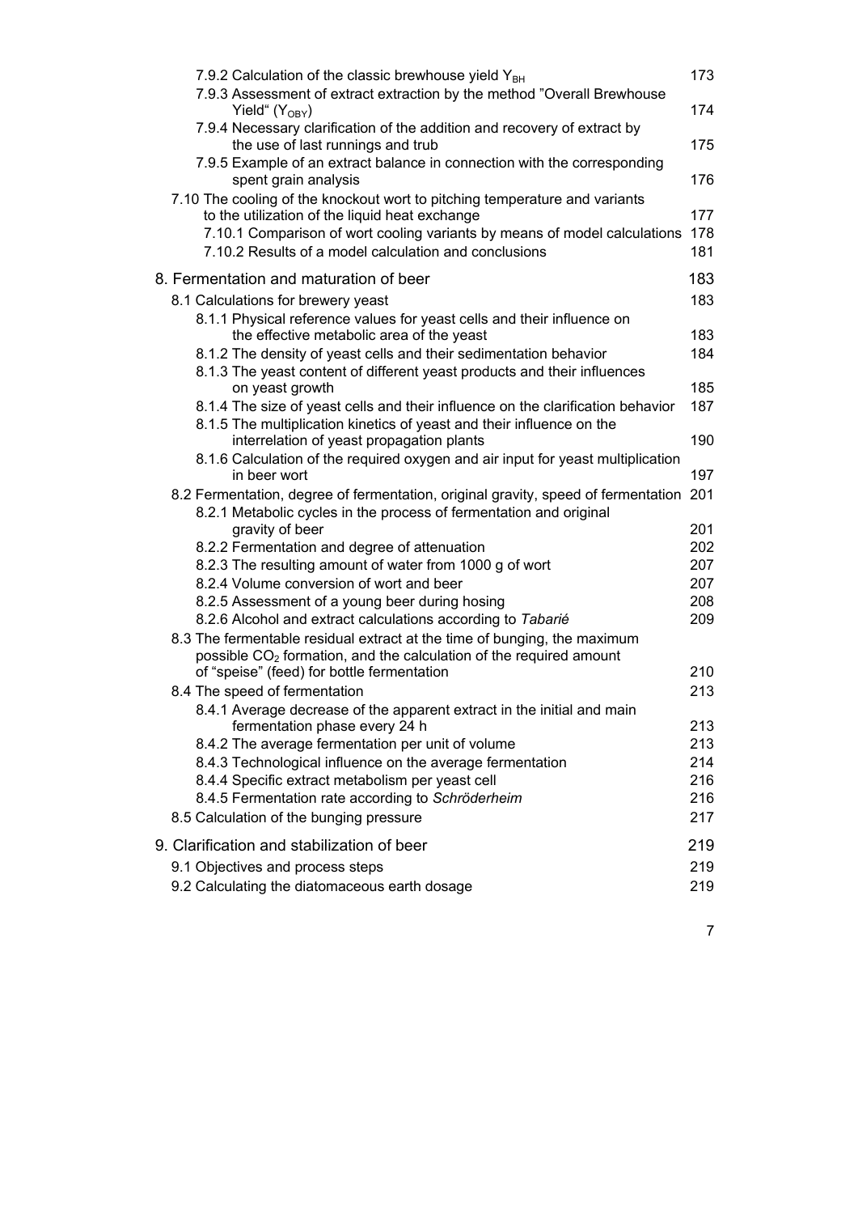7.9.2 Calculation of the classic brewhouse yield $Y_{BH}$ 173

7.9.3 Assessment of extract extraction by the method "Overall Brewhouse Yield" ($Y_{OBY}$) 174

7.9.4 Necessary clarification of the addition and recovery of extract by the use of last runnings and trub 175

7.9.5 Example of an extract balance in connection with the corresponding spent grain analysis 176

7.10 The cooling of the knockout wort to pitching temperature and variants to the utilization of the liquid heat exchange 177

7.10.1 Comparison of wort cooling variants by means of model calculations 178

7.10.2 Results of a model calculation and conclusions 181

8. Fermentation and maturation of beer 183

8.1 Calculations for brewery yeast 183

8.1.1 Physical reference values for yeast cells and their influence on the effective metabolic area of the yeast 183

8.1.2 The density of yeast cells and their sedimentation behavior 184

8.1.3 The yeast content of different yeast products and their influences on yeast growth 185

8.1.4 The size of yeast cells and their influence on the clarification behavior 187

8.1.5 The multiplication kinetics of yeast and their influence on the interrelation of yeast propagation plants 190

8.1.6 Calculation of the required oxygen and air input for yeast multiplication in beer wort 197

8.2 Fermentation, degree of fermentation, original gravity, speed of fermentation 201

8.2.1 Metabolic cycles in the process of fermentation and original gravity of beer 201

8.2.2 Fermentation and degree of attenuation 202

8.2.3 The resulting amount of water from 1000 g of wort 207

8.2.4 Volume conversion of wort and beer 207

8.2.5 Assessment of a young beer during hosing 208

8.2.6 Alcohol and extract calculations according to *Tabarié* 209

8.3 The fermentable residual extract at the time of bunging, the maximum possible $CO_2$ formation, and the calculation of the required amount of "speise" (feed) for bottle fermentation 210

8.4 The speed of fermentation 213

8.4.1 Average decrease of the apparent extract in the initial and main fermentation phase every 24 h 213

8.4.2 The average fermentation per unit of volume 213

8.4.3 Technological influence on the average fermentation 214

8.4.4 Specific extract metabolism per yeast cell 216

8.4.5 Fermentation rate according to *Schröderheim* 216

8.5 Calculation of the bunging pressure 217

9. Clarification and stabilization of beer 219

9.1 Objectives and process steps 219

9.2 Calculating the diatomaceous earth dosage 219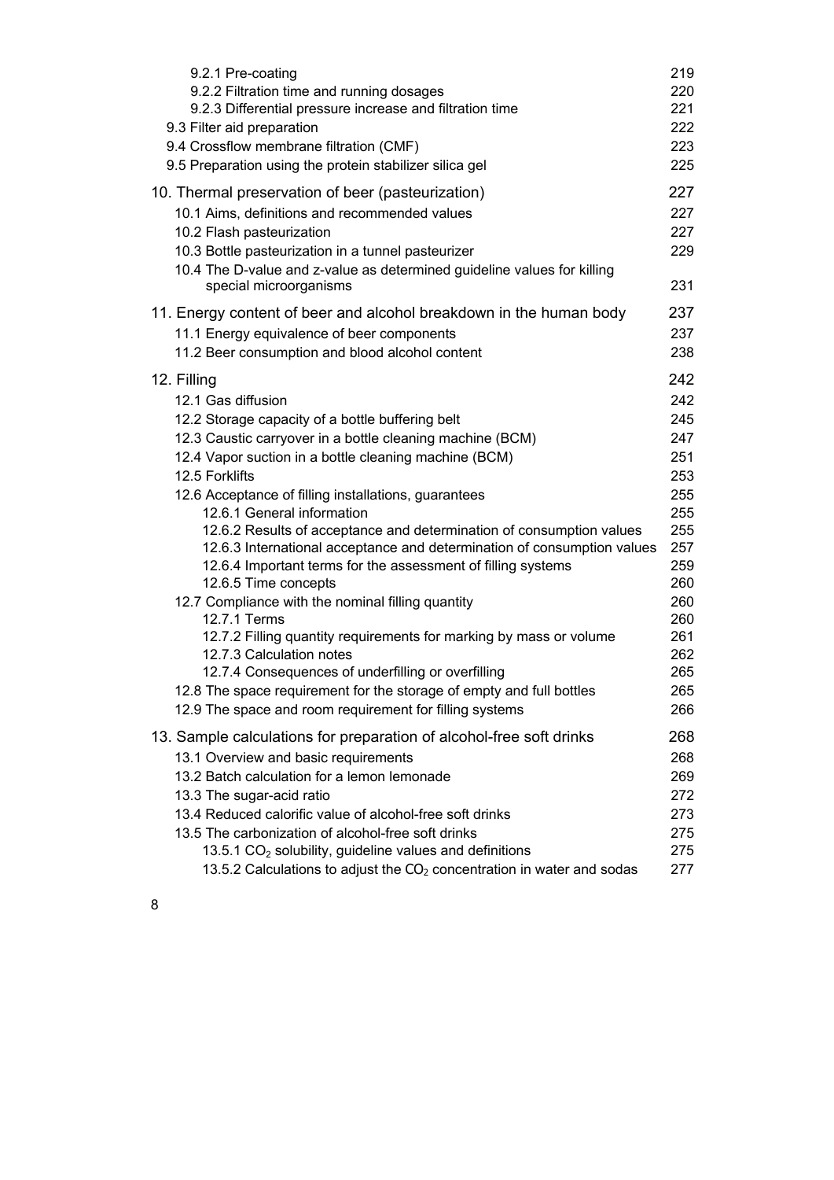9.2.1 Pre-coating 219
9.2.2 Filtration time and running dosages 220
9.2.3 Differential pressure increase and filtration time 221
9.3 Filter aid preparation 222
9.4 Crossflow membrane filtration (CMF) 223
9.5 Preparation using the protein stabilizer silica gel 225

10. Thermal preservation of beer (pasteurization) 227
10.1 Aims, definitions and recommended values 227
10.2 Flash pasteurization 227
10.3 Bottle pasteurization in a tunnel pasteurizer 229
10.4 The D-value and z-value as determined guideline values for killing special microorganisms 231

11. Energy content of beer and alcohol breakdown in the human body 237
11.1 Energy equivalence of beer components 237
11.2 Beer consumption and blood alcohol content 238

12. Filling 242
12.1 Gas diffusion 242
12.2 Storage capacity of a bottle buffering belt 245
12.3 Caustic carryover in a bottle cleaning machine (BCM) 247
12.4 Vapor suction in a bottle cleaning machine (BCM) 251
12.5 Forklifts 253
12.6 Acceptance of filling installations, guarantees 255
12.6.1 General information 255
12.6.2 Results of acceptance and determination of consumption values 255
12.6.3 International acceptance and determination of consumption values 257
12.6.4 Important terms for the assessment of filling systems 259
12.6.5 Time concepts 260
12.7 Compliance with the nominal filling quantity 260
12.7.1 Terms 260
12.7.2 Filling quantity requirements for marking by mass or volume 261
12.7.3 Calculation notes 262
12.7.4 Consequences of underfilling or overfilling 265
12.8 The space requirement for the storage of empty and full bottles 265
12.9 The space and room requirement for filling systems 266

13. Sample calculations for preparation of alcohol-free soft drinks 268
13.1 Overview and basic requirements 268
13.2 Batch calculation for a lemon lemonade 269
13.3 The sugar-acid ratio 272
13.4 Reduced calorific value of alcohol-free soft drinks 273
13.5 The carbonization of alcohol-free soft drinks 275
13.5.1 $CO_2$ solubility, guideline values and definitions 275
13.5.2 Calculations to adjust the $CO_2$ concentration in water and sodas 277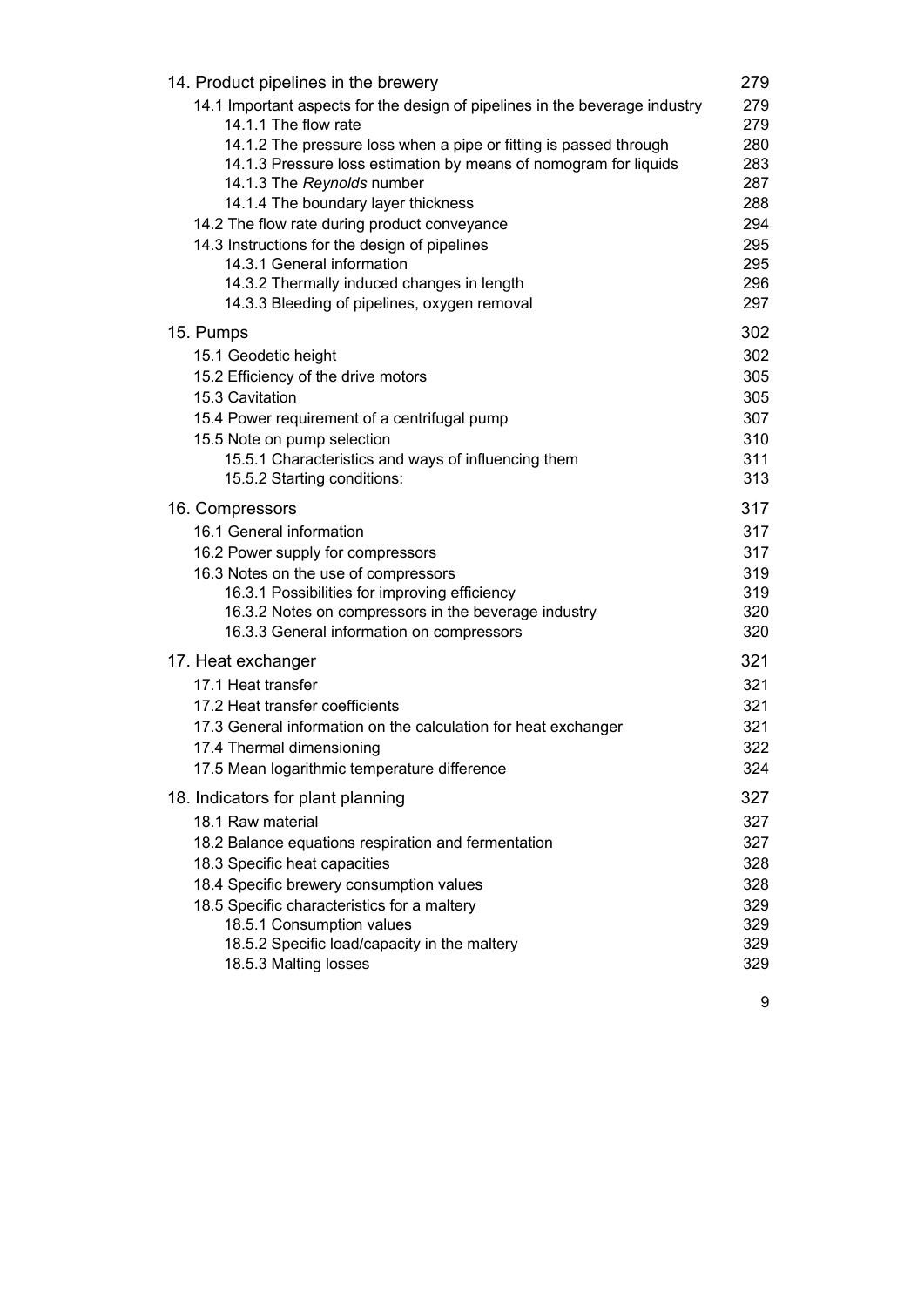| | |
|---|---|
| 14. Product pipelines in the brewery | 279 |
| 14.1 Important aspects for the design of pipelines in the beverage industry | 279 |
| 14.1.1 The flow rate | 279 |
| 14.1.2 The pressure loss when a pipe or fitting is passed through | 280 |
| 14.1.3 Pressure loss estimation by means of nomogram for liquids | 283 |
| 14.1.3 The *Reynolds* number | 287 |
| 14.1.4 The boundary layer thickness | 288 |
| 14.2 The flow rate during product conveyance | 294 |
| 14.3 Instructions for the design of pipelines | 295 |
| 14.3.1 General information | 295 |
| 14.3.2 Thermally induced changes in length | 296 |
| 14.3.3 Bleeding of pipelines, oxygen removal | 297 |
| 15. Pumps | 302 |
| 15.1 Geodetic height | 302 |
| 15.2 Efficiency of the drive motors | 305 |
| 15.3 Cavitation | 305 |
| 15.4 Power requirement of a centrifugal pump | 307 |
| 15.5 Note on pump selection | 310 |
| 15.5.1 Characteristics and ways of influencing them | 311 |
| 15.5.2 Starting conditions: | 313 |
| 16. Compressors | 317 |
| 16.1 General information | 317 |
| 16.2 Power supply for compressors | 317 |
| 16.3 Notes on the use of compressors | 319 |
| 16.3.1 Possibilities for improving efficiency | 319 |
| 16.3.2 Notes on compressors in the beverage industry | 320 |
| 16.3.3 General information on compressors | 320 |
| 17. Heat exchanger | 321 |
| 17.1 Heat transfer | 321 |
| 17.2 Heat transfer coefficients | 321 |
| 17.3 General information on the calculation for heat exchanger | 321 |
| 17.4 Thermal dimensioning | 322 |
| 17.5 Mean logarithmic temperature difference | 324 |
| 18. Indicators for plant planning | 327 |
| 18.1 Raw material | 327 |
| 18.2 Balance equations respiration and fermentation | 327 |
| 18.3 Specific heat capacities | 328 |
| 18.4 Specific brewery consumption values | 328 |
| 18.5 Specific characteristics for a maltery | 329 |
| 18.5.1 Consumption values | 329 |
| 18.5.2 Specific load/capacity in the maltery | 329 |
| 18.5.3 Malting losses | 329 |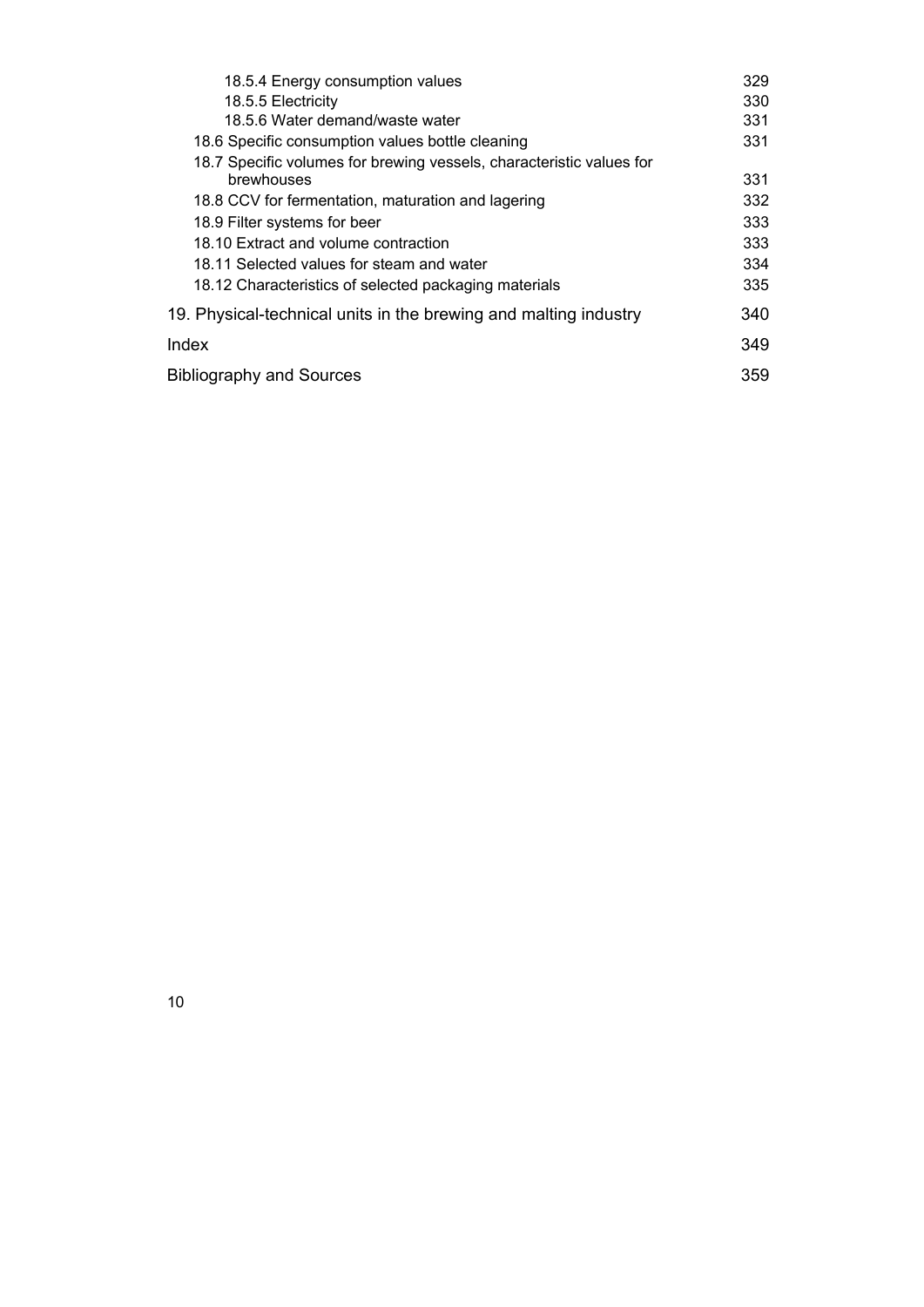18.5.4 Energy consumption values 329
18.5.5 Electricity 330
18.5.6 Water demand/waste water 331
18.6 Specific consumption values bottle cleaning 331
18.7 Specific volumes for brewing vessels, characteristic values for brewhouses 331
18.8 CCV for fermentation, maturation and lagering 332
18.9 Filter systems for beer 333
18.10 Extract and volume contraction 333
18.11 Selected values for steam and water 334
18.12 Characteristics of selected packaging materials 335

19. Physical-technical units in the brewing and malting industry 340

Index 349

Bibliography and Sources 359